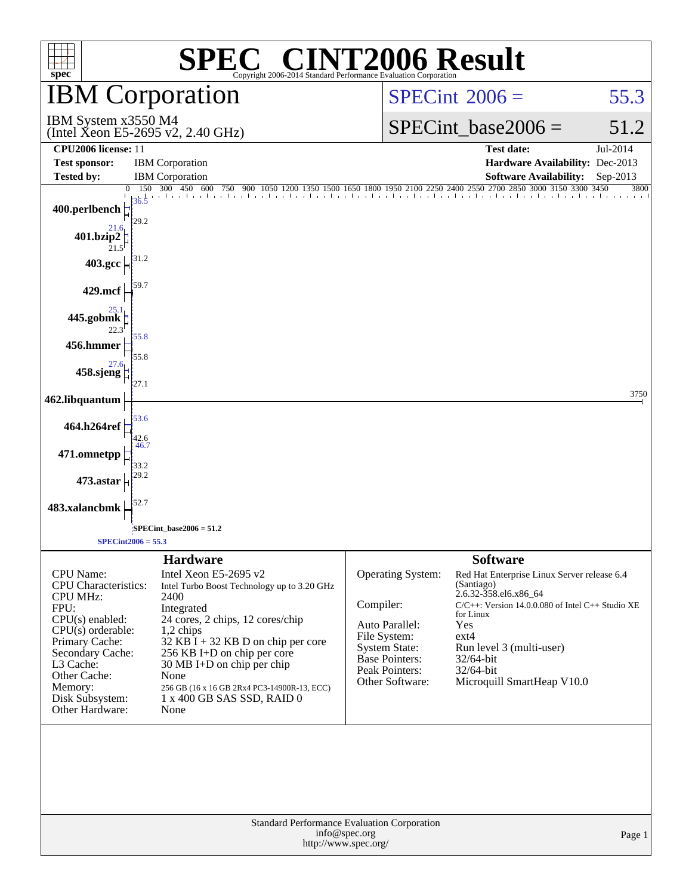# SPEC CINT2006 Result

Copyright 2006-2014 Standard Performance Evaluation Corporation

## IBM Corporation

IBM System x3550 M4
(Intel Xeon E5-2695 v2, 2.40 GHz)

SPECint 2006 = 55.3

SPECint_base2006 = 51.2

| | | | |
|---|---|---|---|
| **CPU2006 license:** 11 | | **Test date:** | Jul-2014 |
| **Test sponsor:** | IBM Corporation | **Hardware Availability:** | Dec-2013 |
| **Tested by:** | IBM Corporation | **Software Availability:** | Sep-2013 |

0 150 300 450 600 750 900 1050 1200 1350 1500 1650 1800 1950 2100 2250 2400 2550 2700 2850 3000 3150 3300 3450 3800

400.perlbench 36.5 29.2
401.bzip2 21.6 21.5
403.gcc 31.2
429.mcf 59.7
445.gobmk 25.1 22.3
456.hmmer 55.8 55.8
458.sjeng 27.6 27.1
462.libquantum 3750
464.h264ref 53.6 42.6
471.omnetpp 46.7 33.2
473.astar 29.2
483.xalancbmk 52.7

SPECint_base2006 = 51.2
SPECint2006 = 55.3

## Hardware

| | |
|---|---|
| CPU Name: | Intel Xeon E5-2695 v2 |
| CPU Characteristics: | Intel Turbo Boost Technology up to 3.20 GHz |
| CPU MHz: | 2400 |
| FPU: | Integrated |
| CPU(s) enabled: | 24 cores, 2 chips, 12 cores/chip |
| CPU(s) orderable: | 1,2 chips |
| Primary Cache: | 32 KB I + 32 KB D on chip per core |
| Secondary Cache: | 256 KB I+D on chip per core |
| L3 Cache: | 30 MB I+D on chip per chip |
| Other Cache: | None |
| Memory: | 256 GB (16 x 16 GB 2Rx4 PC3-14900R-13, ECC) |
| Disk Subsystem: | 1 x 400 GB SAS SSD, RAID 0 |
| Other Hardware: | None |

## Software

| | |
|---|---|
| Operating System: | Red Hat Enterprise Linux Server release 6.4 (Santiago) 2.6.32-358.el6.x86_64 |
| Compiler: | C/C++: Version 14.0.0.080 of Intel C++ Studio XE for Linux |
| Auto Parallel: | Yes |
| File System: | ext4 |
| System State: | Run level 3 (multi-user) |
| Base Pointers: | 32/64-bit |
| Peak Pointers: | 32/64-bit |
| Other Software: | Microquill SmartHeap V10.0 |

Standard Performance Evaluation Corporation
info@spec.org
http://www.spec.org/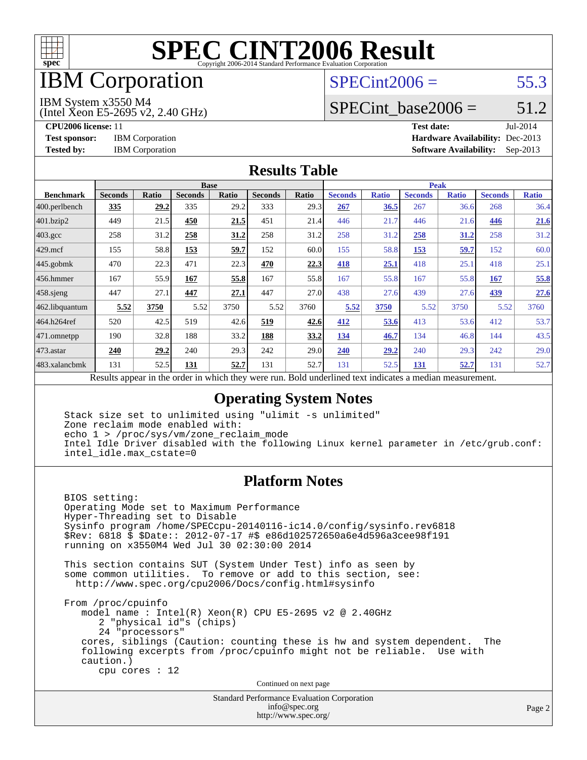# SPEC CINT2006 Result

Copyright 2006-2014 Standard Performance Evaluation Corporation

# IBM Corporation

IBM System x3550 M4
(Intel Xeon E5-2695 v2, 2.40 GHz)

SPECint2006 = 55.3

SPECint_base2006 = 51.2

**CPU2006 license:** 11
**Test sponsor:** IBM Corporation
**Tested by:** IBM Corporation

**Test date:** Jul-2014
**Hardware Availability:** Dec-2013
**Software Availability:** Sep-2013

## Results Table

| Benchmark | Base | | | | | | Peak | | | | | |
|---|---|---|---|---|---|---|---|---|---|---|---|---|
| | Seconds | Ratio | Seconds | Ratio | Seconds | Ratio | Seconds | Ratio | Seconds | Ratio | Seconds | Ratio |
| 400.perlbench | **335** | **29.2** | 335 | 29.2 | 333 | 29.3 | **267** | **36.5** | 267 | 36.6 | 268 | 36.4 |
| 401.bzip2 | 449 | 21.5 | **450** | **21.5** | 451 | 21.4 | 446 | 21.7 | 446 | 21.6 | **446** | **21.6** |
| 403.gcc | 258 | 31.2 | **258** | **31.2** | 258 | 31.2 | 258 | 31.2 | **258** | **31.2** | 258 | 31.2 |
| 429.mcf | 155 | 58.8 | **153** | **59.7** | 152 | 60.0 | 155 | 58.8 | **153** | **59.7** | 152 | 60.0 |
| 445.gobmk | 470 | 22.3 | 471 | 22.3 | **470** | **22.3** | **418** | **25.1** | 418 | 25.1 | 418 | 25.1 |
| 456.hmmer | 167 | 55.9 | **167** | **55.8** | 167 | 55.8 | 167 | 55.8 | 167 | 55.8 | **167** | **55.8** |
| 458.sjeng | 447 | 27.1 | **447** | **27.1** | 447 | 27.0 | 438 | 27.6 | 439 | 27.6 | **439** | **27.6** |
| 462.libquantum | **5.52** | **3750** | 5.52 | 3750 | 5.52 | 3760 | **5.52** | **3750** | 5.52 | 3750 | 5.52 | 3760 |
| 464.h264ref | 520 | 42.5 | 519 | 42.6 | **519** | **42.6** | **412** | **53.6** | 413 | 53.6 | 412 | 53.7 |
| 471.omnetpp | 190 | 32.8 | 188 | 33.2 | **188** | **33.2** | **134** | **46.7** | 134 | 46.8 | 144 | 43.5 |
| 473.astar | **240** | **29.2** | 240 | 29.3 | 242 | 29.0 | **240** | **29.2** | 240 | 29.3 | 242 | 29.0 |
| 483.xalancbmk | 131 | 52.5 | **131** | **52.7** | 131 | 52.7 | 131 | 52.5 | **131** | **52.7** | 131 | 52.7 |

Results appear in the order in which they were run. Bold underlined text indicates a median measurement.

## Operating System Notes

```
Stack size set to unlimited using "ulimit -s unlimited"
Zone reclaim mode enabled with:
echo 1 > /proc/sys/vm/zone_reclaim_mode
Intel Idle Driver disabled with the following Linux kernel parameter in /etc/grub.conf:
intel_idle.max_cstate=0
```

## Platform Notes

```
BIOS setting:
Operating Mode set to Maximum Performance
Hyper-Threading set to Disable
Sysinfo program /home/SPECcpu-20140116-ic14.0/config/sysinfo.rev6818
$Rev: 6818 $ $Date:: 2012-07-17 #$ e86d102572650a6e4d596a3cee98f191
running on x3550M4 Wed Jul 30 02:30:00 2014

This section contains SUT (System Under Test) info as seen by
some common utilities.  To remove or add to this section, see:
  http://www.spec.org/cpu2006/Docs/config.html#sysinfo

From /proc/cpuinfo
   model name : Intel(R) Xeon(R) CPU E5-2695 v2 @ 2.40GHz
      2 "physical id"s (chips)
      24 "processors"
   cores, siblings (Caution: counting these is hw and system dependent.  The
   following excerpts from /proc/cpuinfo might not be reliable.  Use with
   caution.)
      cpu cores : 12
```

Continued on next page

Standard Performance Evaluation Corporation
info@spec.org
http://www.spec.org/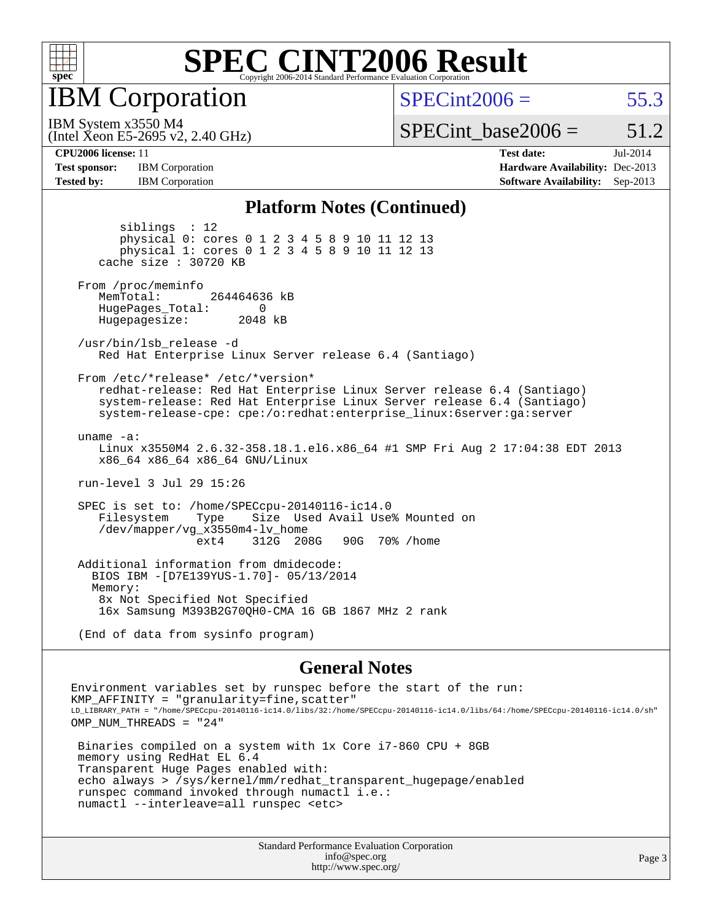# SPEC CINT2006 Result

Copyright 2006-2014 Standard Performance Evaluation Corporation

## IBM Corporation

IBM System x3550 M4
(Intel Xeon E5-2695 v2, 2.40 GHz)

SPECint2006 = 55.3

SPECint_base2006 = 51.2

**CPU2006 license:** 11
**Test sponsor:** IBM Corporation
**Tested by:** IBM Corporation

**Test date:** Jul-2014
**Hardware Availability:** Dec-2013
**Software Availability:** Sep-2013

### Platform Notes (Continued)

```
        siblings  : 12
        physical 0: cores 0 1 2 3 4 5 8 9 10 11 12 13
        physical 1: cores 0 1 2 3 4 5 8 9 10 11 12 13
     cache size : 30720 KB

  From /proc/meminfo
     MemTotal:       264464636 kB
     HugePages_Total:       0
     Hugepagesize:       2048 kB

  /usr/bin/lsb_release -d
     Red Hat Enterprise Linux Server release 6.4 (Santiago)

  From /etc/*release* /etc/*version*
     redhat-release: Red Hat Enterprise Linux Server release 6.4 (Santiago)
     system-release: Red Hat Enterprise Linux Server release 6.4 (Santiago)
     system-release-cpe: cpe:/o:redhat:enterprise_linux:6server:ga:server

  uname -a:
     Linux x3550M4 2.6.32-358.18.1.el6.x86_64 #1 SMP Fri Aug 2 17:04:38 EDT 2013
     x86_64 x86_64 x86_64 GNU/Linux

  run-level 3 Jul 29 15:26

  SPEC is set to: /home/SPECcpu-20140116-ic14.0
     Filesystem    Type    Size  Used Avail Use% Mounted on
     /dev/mapper/vg_x3550m4-lv_home
                   ext4    312G  208G   90G  70% /home

  Additional information from dmidecode:
    BIOS IBM -[D7E139YUS-1.70]- 05/13/2014
    Memory:
     8x Not Specified Not Specified
     16x Samsung M393B2G70QH0-CMA 16 GB 1867 MHz 2 rank

  (End of data from sysinfo program)
```

### General Notes

```
Environment variables set by runspec before the start of the run:
KMP_AFFINITY = "granularity=fine,scatter"
LD_LIBRARY_PATH = "/home/SPECcpu-20140116-ic14.0/libs/32:/home/SPECcpu-20140116-ic14.0/libs/64:/home/SPECcpu-20140116-ic14.0/sh"
OMP_NUM_THREADS = "24"

 Binaries compiled on a system with 1x Core i7-860 CPU + 8GB
 memory using RedHat EL 6.4
 Transparent Huge Pages enabled with:
 echo always > /sys/kernel/mm/redhat_transparent_hugepage/enabled
 runspec command invoked through numactl i.e.:
 numactl --interleave=all runspec <etc>
```

Standard Performance Evaluation Corporation
info@spec.org
http://www.spec.org/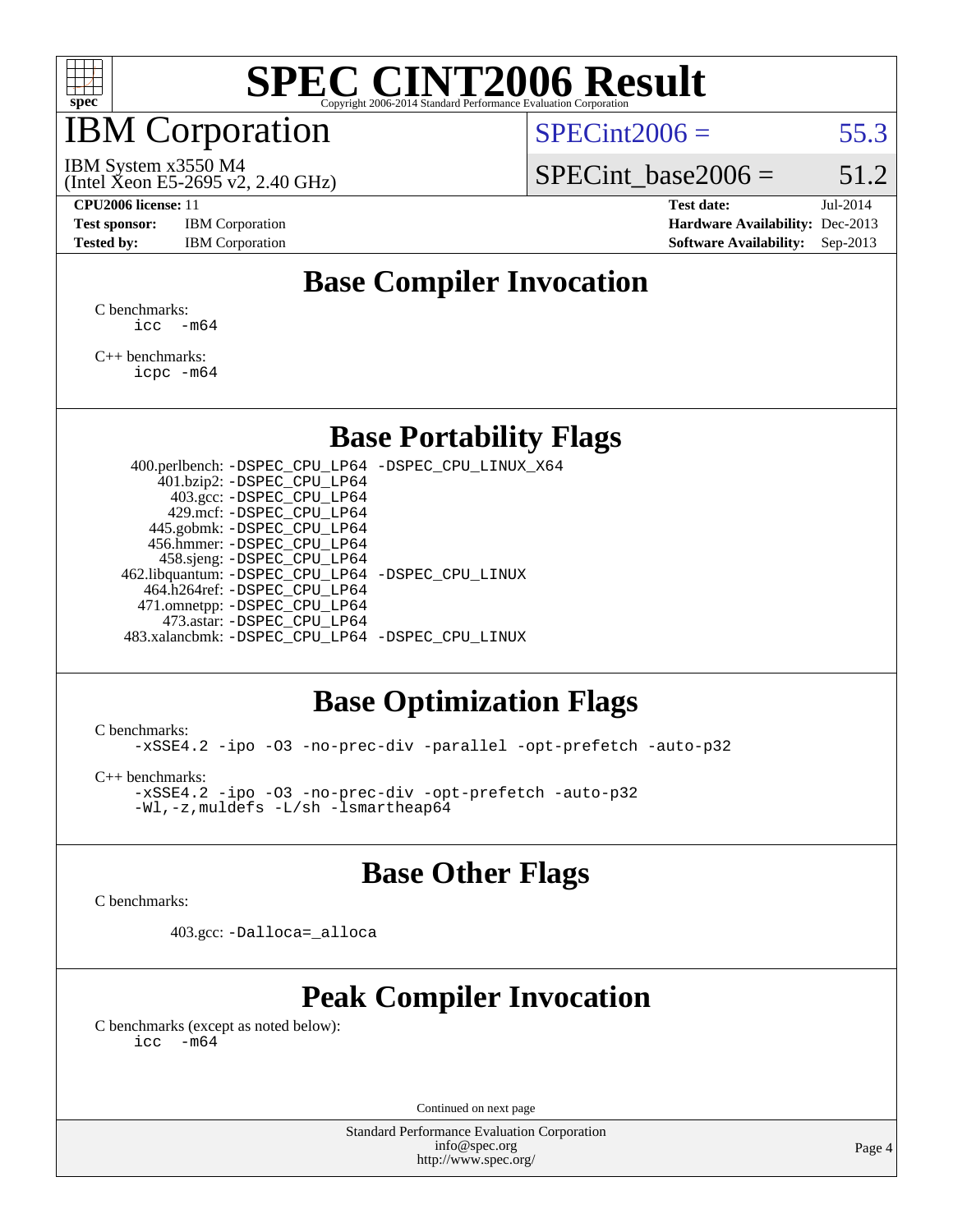# SPEC CINT2006 Result

Copyright 2006-2014 Standard Performance Evaluation Corporation

## IBM Corporation

IBM System x3550 M4
(Intel Xeon E5-2695 v2, 2.40 GHz)

SPECint2006 = 55.3

SPECint_base2006 = 51.2

**CPU2006 license:** 11
**Test sponsor:** IBM Corporation
**Tested by:** IBM Corporation

**Test date:** Jul-2014
**Hardware Availability:** Dec-2013
**Software Availability:** Sep-2013

## Base Compiler Invocation

C benchmarks:
```
icc  -m64
```

C++ benchmarks:
```
icpc -m64
```

## Base Portability Flags

```
  400.perlbench: -DSPEC_CPU_LP64 -DSPEC_CPU_LINUX_X64
      401.bzip2: -DSPEC_CPU_LP64
        403.gcc: -DSPEC_CPU_LP64
        429.mcf: -DSPEC_CPU_LP64
      445.gobmk: -DSPEC_CPU_LP64
      456.hmmer: -DSPEC_CPU_LP64
      458.sjeng: -DSPEC_CPU_LP64
 462.libquantum: -DSPEC_CPU_LP64 -DSPEC_CPU_LINUX
    464.h264ref: -DSPEC_CPU_LP64
    471.omnetpp: -DSPEC_CPU_LP64
      473.astar: -DSPEC_CPU_LP64
 483.xalancbmk: -DSPEC_CPU_LP64 -DSPEC_CPU_LINUX
```

## Base Optimization Flags

C benchmarks:
```
-xSSE4.2 -ipo -O3 -no-prec-div -parallel -opt-prefetch -auto-p32
```

C++ benchmarks:
```
-xSSE4.2 -ipo -O3 -no-prec-div -opt-prefetch -auto-p32
-Wl,-z,muldefs -L/sh -lsmartheap64
```

## Base Other Flags

C benchmarks:

```
403.gcc: -Dalloca=_alloca
```

## Peak Compiler Invocation

C benchmarks (except as noted below):
```
icc  -m64
```

Continued on next page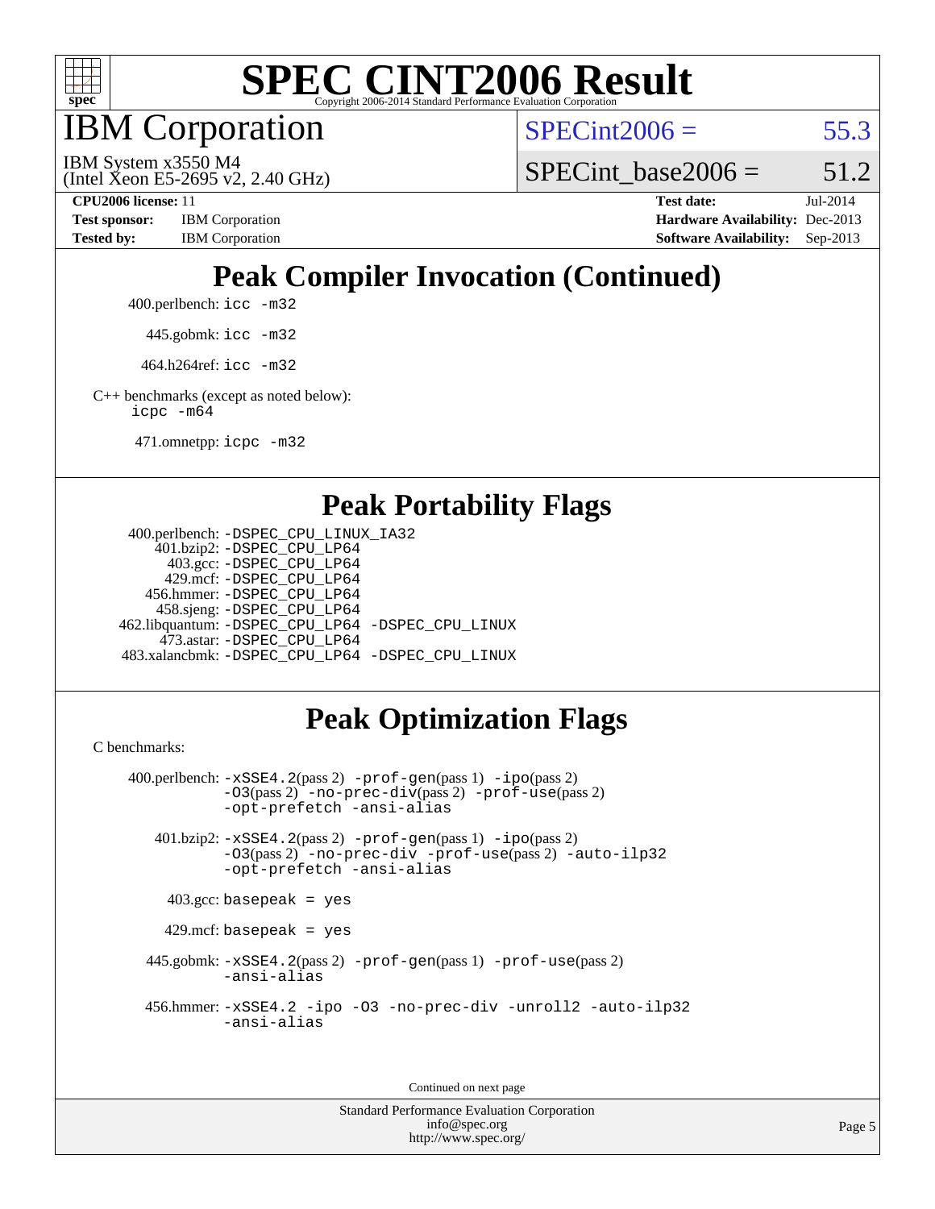# Peak Compiler Invocation (Continued)

400.perlbench: icc -m32

445.gobmk: icc -m32

464.h264ref: icc -m32

C++ benchmarks (except as noted below):
icpc -m64

471.omnetpp: icpc -m32

# Peak Portability Flags

400.perlbench: -DSPEC_CPU_LINUX_IA32
401.bzip2: -DSPEC_CPU_LP64
403.gcc: -DSPEC_CPU_LP64
429.mcf: -DSPEC_CPU_LP64
456.hmmer: -DSPEC_CPU_LP64
458.sjeng: -DSPEC_CPU_LP64
462.libquantum: -DSPEC_CPU_LP64 -DSPEC_CPU_LINUX
473.astar: -DSPEC_CPU_LP64
483.xalancbmk: -DSPEC_CPU_LP64 -DSPEC_CPU_LINUX

# Peak Optimization Flags

C benchmarks:

400.perlbench: -xSSE4.2(pass 2) -prof-gen(pass 1) -ipo(pass 2) -O3(pass 2) -no-prec-div(pass 2) -prof-use(pass 2) -opt-prefetch -ansi-alias

401.bzip2: -xSSE4.2(pass 2) -prof-gen(pass 1) -ipo(pass 2) -O3(pass 2) -no-prec-div -prof-use(pass 2) -auto-ilp32 -opt-prefetch -ansi-alias

403.gcc: basepeak = yes

429.mcf: basepeak = yes

445.gobmk: -xSSE4.2(pass 2) -prof-gen(pass 1) -prof-use(pass 2) -ansi-alias

456.hmmer: -xSSE4.2 -ipo -O3 -no-prec-div -unroll2 -auto-ilp32 -ansi-alias

Continued on next page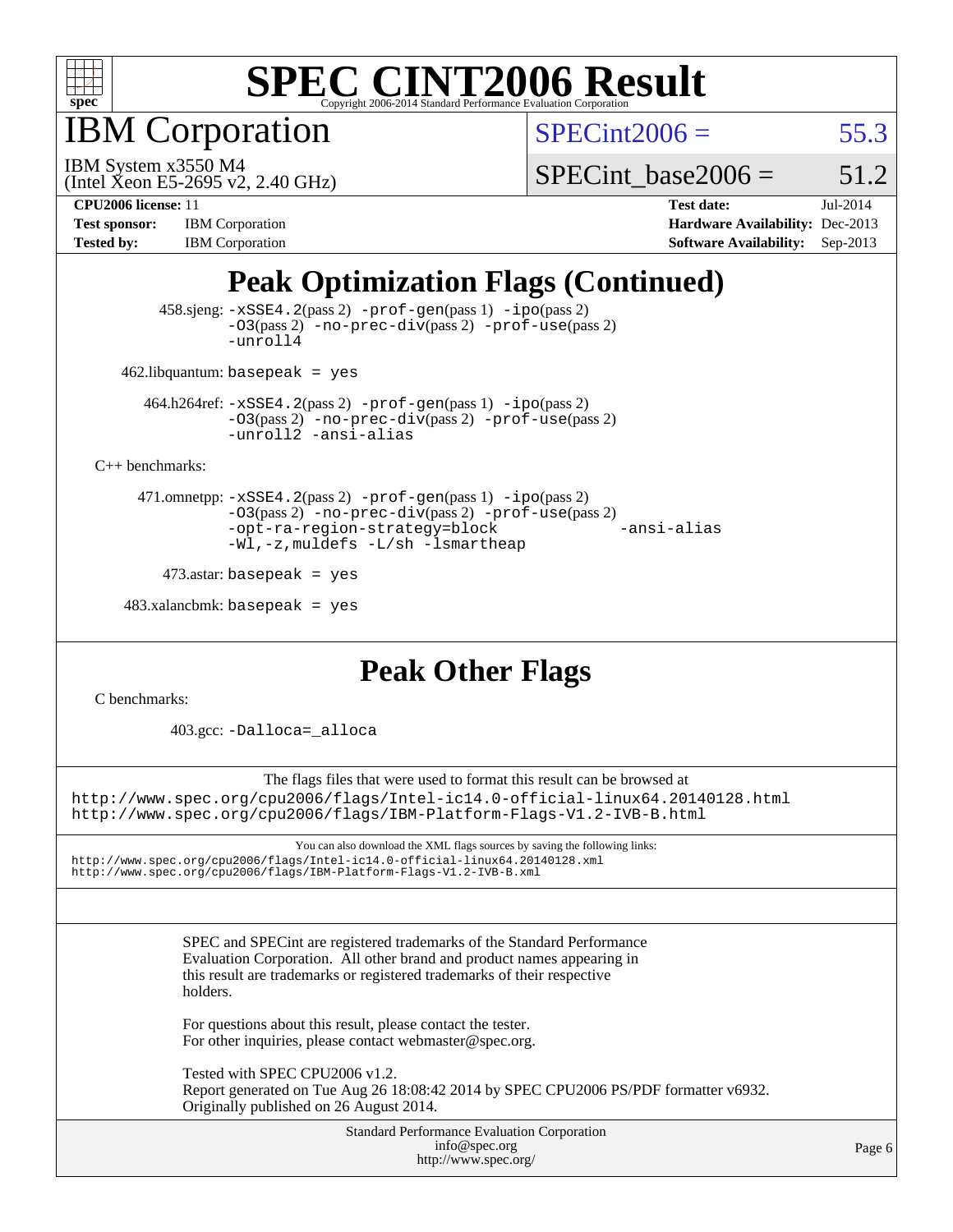# SPEC CINT2006 Result

Copyright 2006-2014 Standard Performance Evaluation Corporation

## IBM Corporation

IBM System x3550 M4
(Intel Xeon E5-2695 v2, 2.40 GHz)

SPECint2006 = 55.3

SPECint_base2006 = 51.2

**CPU2006 license:** 11
**Test sponsor:** IBM Corporation
**Tested by:** IBM Corporation

**Test date:** Jul-2014
**Hardware Availability:** Dec-2013
**Software Availability:** Sep-2013

## Peak Optimization Flags (Continued)

458.sjeng: `-xSSE4.2`(pass 2) `-prof-gen`(pass 1) `-ipo`(pass 2) `-O3`(pass 2) `-no-prec-div`(pass 2) `-prof-use`(pass 2) `-unroll4`

462.libquantum: `basepeak = yes`

464.h264ref: `-xSSE4.2`(pass 2) `-prof-gen`(pass 1) `-ipo`(pass 2) `-O3`(pass 2) `-no-prec-div`(pass 2) `-prof-use`(pass 2) `-unroll2` `-ansi-alias`

C++ benchmarks:

471.omnetpp: `-xSSE4.2`(pass 2) `-prof-gen`(pass 1) `-ipo`(pass 2) `-O3`(pass 2) `-no-prec-div`(pass 2) `-prof-use`(pass 2) `-opt-ra-region-strategy=block` `-ansi-alias` `-Wl,-z,muldefs` `-L/sh -lsmartheap`

473.astar: `basepeak = yes`

483.xalancbmk: `basepeak = yes`

## Peak Other Flags

C benchmarks:

403.gcc: `-Dalloca=_alloca`

The flags files that were used to format this result can be browsed at
http://www.spec.org/cpu2006/flags/Intel-ic14.0-official-linux64.20140128.html
http://www.spec.org/cpu2006/flags/IBM-Platform-Flags-V1.2-IVB-B.html

You can also download the XML flags sources by saving the following links:
http://www.spec.org/cpu2006/flags/Intel-ic14.0-official-linux64.20140128.xml
http://www.spec.org/cpu2006/flags/IBM-Platform-Flags-V1.2-IVB-B.xml

SPEC and SPECint are registered trademarks of the Standard Performance Evaluation Corporation. All other brand and product names appearing in this result are trademarks or registered trademarks of their respective holders.

For questions about this result, please contact the tester.
For other inquiries, please contact webmaster@spec.org.

Tested with SPEC CPU2006 v1.2.
Report generated on Tue Aug 26 18:08:42 2014 by SPEC CPU2006 PS/PDF formatter v6932.
Originally published on 26 August 2014.

Standard Performance Evaluation Corporation
info@spec.org
http://www.spec.org/